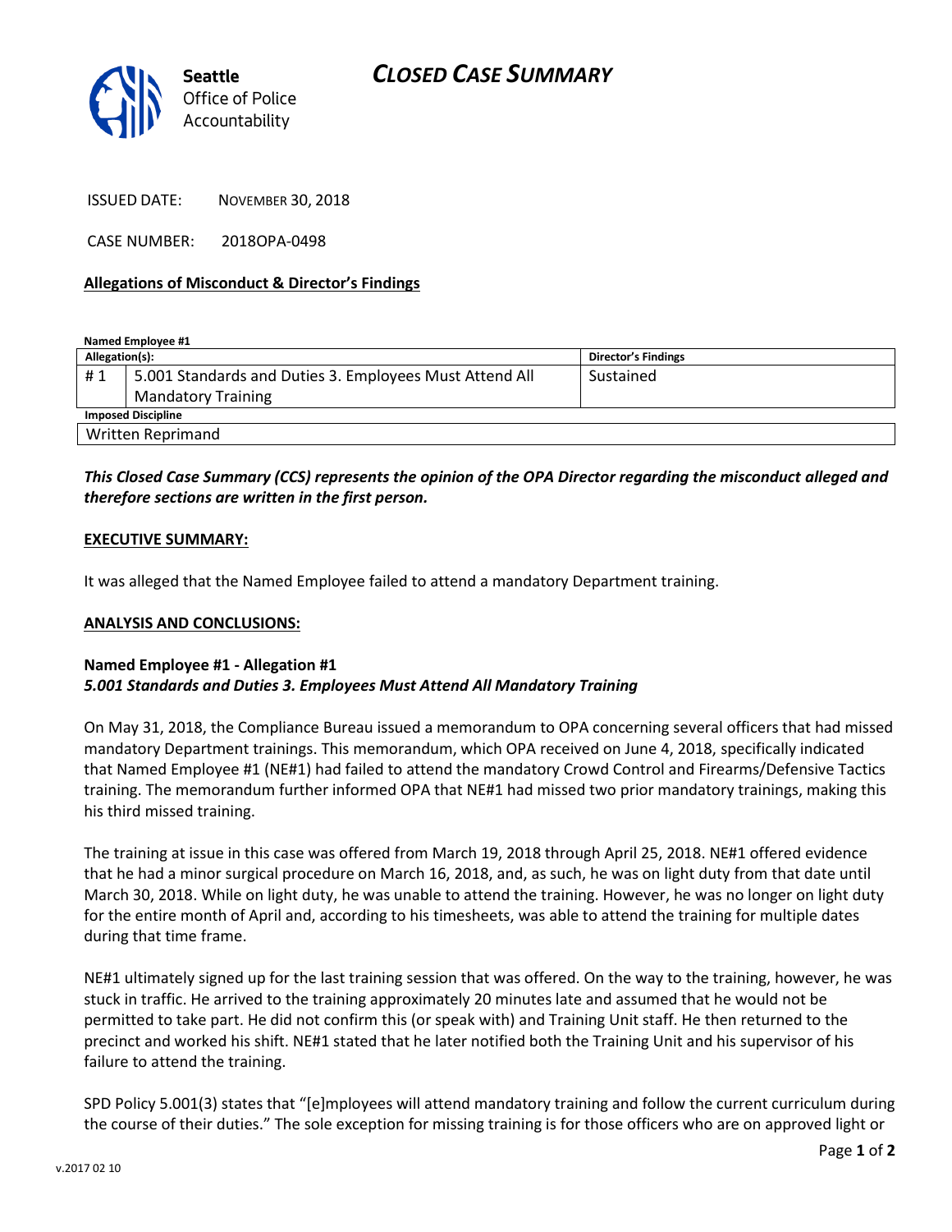Seattle Office of Police Accountability

# CLOSED CASE SUMMARY

ISSUED DATE: NOVEMBER 30, 2018

CASE NUMBER: 2018OPA-0498

**Allegations of Misconduct & Director's Findings**

**Named Employee #1**

| Allegation(s): | | Director's Findings |
|---|---|---|
| # 1 | 5.001 Standards and Duties 3. Employees Must Attend All Mandatory Training | Sustained |
| **Imposed Discipline** | | |
| Written Reprimand | | |

***This Closed Case Summary (CCS) represents the opinion of the OPA Director regarding the misconduct alleged and therefore sections are written in the first person.***

**EXECUTIVE SUMMARY:**

It was alleged that the Named Employee failed to attend a mandatory Department training.

**ANALYSIS AND CONCLUSIONS:**

**Named Employee #1 - Allegation #1**
***5.001 Standards and Duties 3. Employees Must Attend All Mandatory Training***

On May 31, 2018, the Compliance Bureau issued a memorandum to OPA concerning several officers that had missed mandatory Department trainings. This memorandum, which OPA received on June 4, 2018, specifically indicated that Named Employee #1 (NE#1) had failed to attend the mandatory Crowd Control and Firearms/Defensive Tactics training. The memorandum further informed OPA that NE#1 had missed two prior mandatory trainings, making this his third missed training.

The training at issue in this case was offered from March 19, 2018 through April 25, 2018. NE#1 offered evidence that he had a minor surgical procedure on March 16, 2018, and, as such, he was on light duty from that date until March 30, 2018. While on light duty, he was unable to attend the training. However, he was no longer on light duty for the entire month of April and, according to his timesheets, was able to attend the training for multiple dates during that time frame.

NE#1 ultimately signed up for the last training session that was offered. On the way to the training, however, he was stuck in traffic. He arrived to the training approximately 20 minutes late and assumed that he would not be permitted to take part. He did not confirm this (or speak with) and Training Unit staff. He then returned to the precinct and worked his shift. NE#1 stated that he later notified both the Training Unit and his supervisor of his failure to attend the training.

SPD Policy 5.001(3) states that "[e]mployees will attend mandatory training and follow the current curriculum during the course of their duties." The sole exception for missing training is for those officers who are on approved light or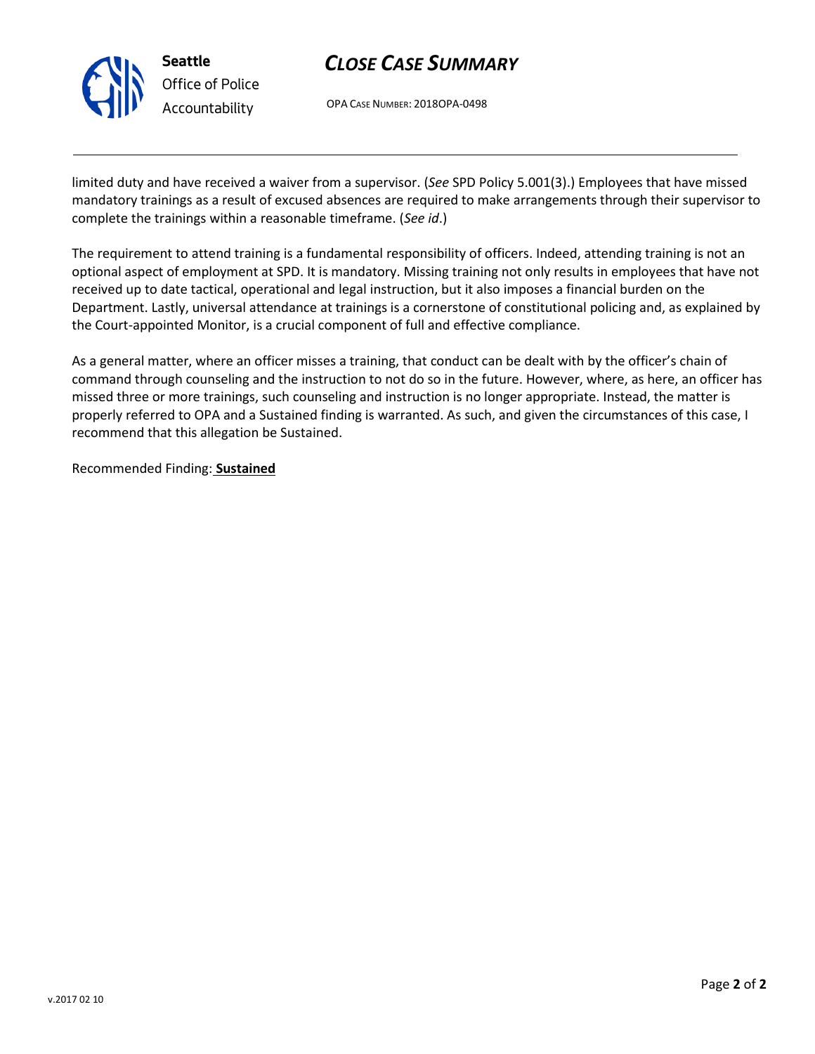limited duty and have received a waiver from a supervisor. (*See* SPD Policy 5.001(3).) Employees that have missed mandatory trainings as a result of excused absences are required to make arrangements through their supervisor to complete the trainings within a reasonable timeframe. (*See id*.)

The requirement to attend training is a fundamental responsibility of officers. Indeed, attending training is not an optional aspect of employment at SPD. It is mandatory. Missing training not only results in employees that have not received up to date tactical, operational and legal instruction, but it also imposes a financial burden on the Department. Lastly, universal attendance at trainings is a cornerstone of constitutional policing and, as explained by the Court-appointed Monitor, is a crucial component of full and effective compliance.

As a general matter, where an officer misses a training, that conduct can be dealt with by the officer's chain of command through counseling and the instruction to not do so in the future. However, where, as here, an officer has missed three or more trainings, such counseling and instruction is no longer appropriate. Instead, the matter is properly referred to OPA and a Sustained finding is warranted. As such, and given the circumstances of this case, I recommend that this allegation be Sustained.

Recommended Finding: **Sustained**